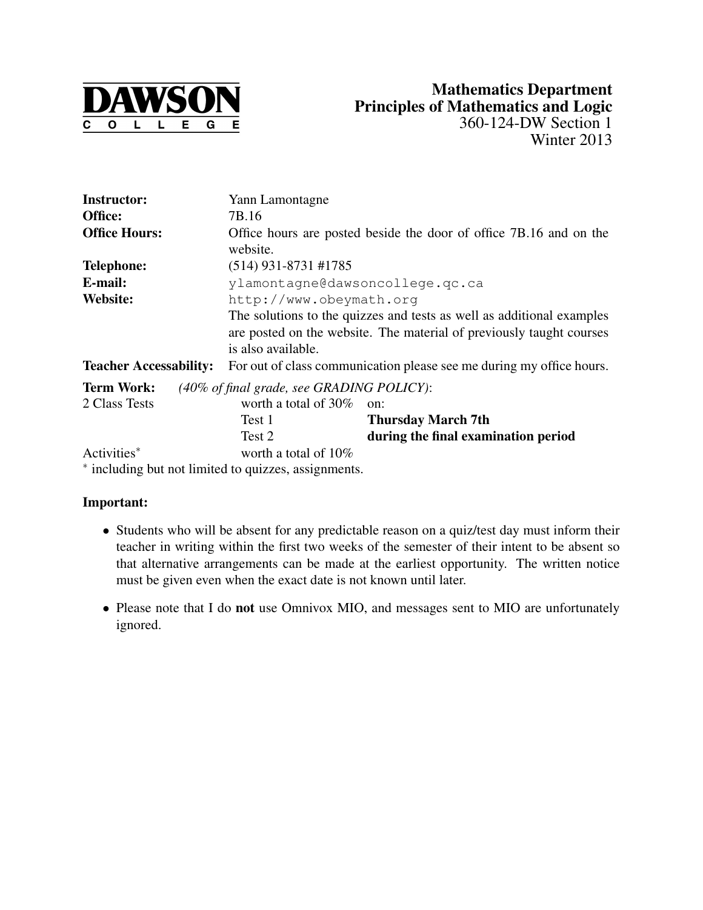DAWSON COLLEGE

# Mathematics Department
## Principles of Mathematics and Logic
360-124-DW Section 1
Winter 2013

**Instructor:** Yann Lamontagne

**Office:** 7B.16

**Office Hours:** Office hours are posted beside the door of office 7B.16 and on the website.

**Telephone:** (514) 931-8731 #1785

**E-mail:** `ylamontagne@dawsoncollege.qc.ca`

**Website:** `http://www.obeymath.org`
The solutions to the quizzes and tests as well as additional examples are posted on the website. The material of previously taught courses is also available.

**Teacher Accessability:** For out of class communication please see me during my office hours.

**Term Work:** *(40% of final grade, see GRADING POLICY)*:

| | | |
|---|---|---|
| 2 Class Tests | worth a total of 30% | on: |
| | Test 1 | **Thursday March 7th** |
| | Test 2 | **during the final examination period** |
| Activities* | worth a total of 10% | |

\* including but not limited to quizzes, assignments.

**Important:**

- Students who will be absent for any predictable reason on a quiz/test day must inform their teacher in writing within the first two weeks of the semester of their intent to be absent so that alternative arrangements can be made at the earliest opportunity. The written notice must be given even when the exact date is not known until later.
- Please note that I do **not** use Omnivox MIO, and messages sent to MIO are unfortunately ignored.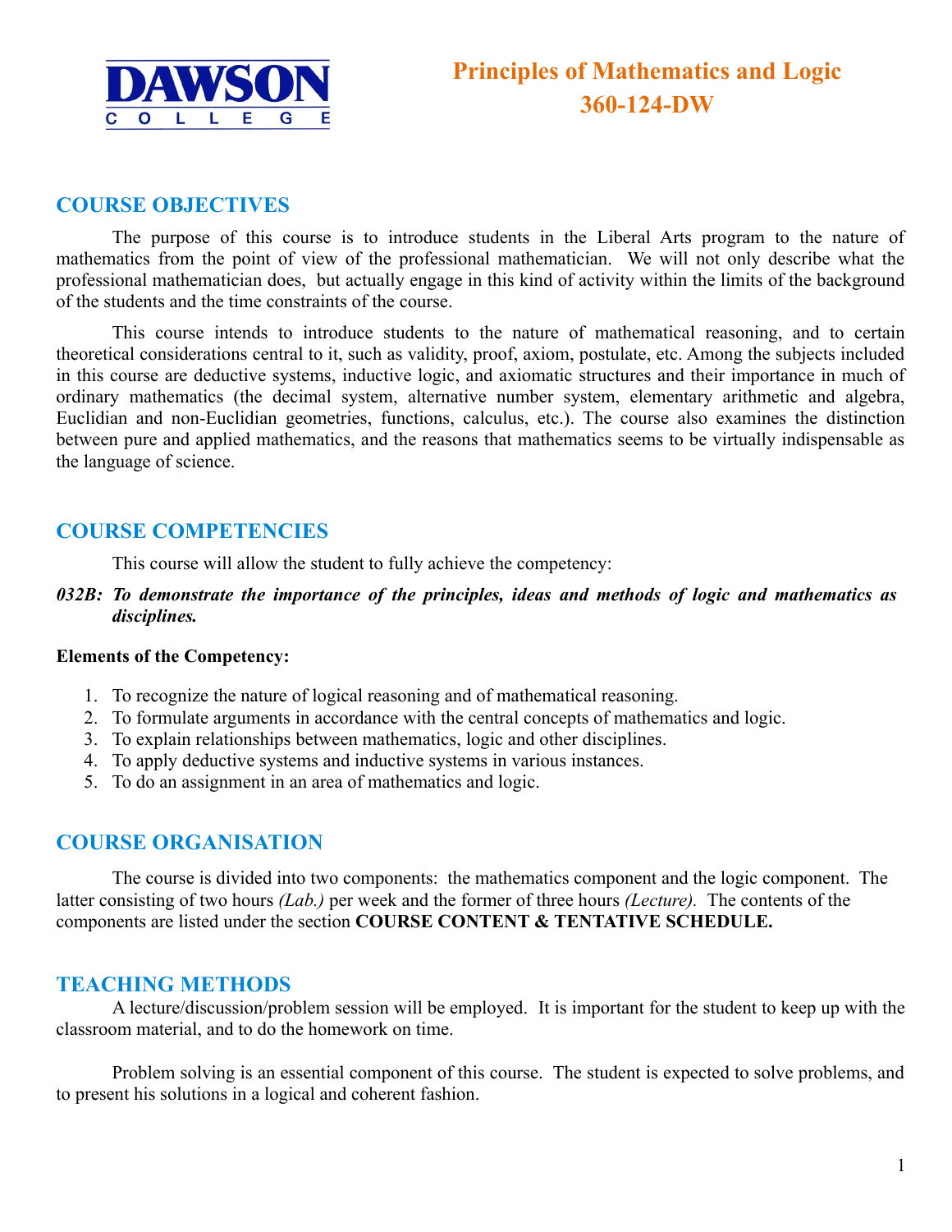# Principles of Mathematics and Logic
# 360-124-DW

## COURSE OBJECTIVES

The purpose of this course is to introduce students in the Liberal Arts program to the nature of mathematics from the point of view of the professional mathematician. We will not only describe what the professional mathematician does, but actually engage in this kind of activity within the limits of the background of the students and the time constraints of the course.

This course intends to introduce students to the nature of mathematical reasoning, and to certain theoretical considerations central to it, such as validity, proof, axiom, postulate, etc. Among the subjects included in this course are deductive systems, inductive logic, and axiomatic structures and their importance in much of ordinary mathematics (the decimal system, alternative number system, elementary arithmetic and algebra, Euclidian and non-Euclidian geometries, functions, calculus, etc.). The course also examines the distinction between pure and applied mathematics, and the reasons that mathematics seems to be virtually indispensable as the language of science.

## COURSE COMPETENCIES

This course will allow the student to fully achieve the competency:

***032B: To demonstrate the importance of the principles, ideas and methods of logic and mathematics as disciplines.***

**Elements of the Competency:**

1. To recognize the nature of logical reasoning and of mathematical reasoning.
2. To formulate arguments in accordance with the central concepts of mathematics and logic.
3. To explain relationships between mathematics, logic and other disciplines.
4. To apply deductive systems and inductive systems in various instances.
5. To do an assignment in an area of mathematics and logic.

## COURSE ORGANISATION

The course is divided into two components: the mathematics component and the logic component. The latter consisting of two hours *(Lab.)* per week and the former of three hours *(Lecture)*. The contents of the components are listed under the section **COURSE CONTENT & TENTATIVE SCHEDULE.**

## TEACHING METHODS

A lecture/discussion/problem session will be employed. It is important for the student to keep up with the classroom material, and to do the homework on time.

Problem solving is an essential component of this course. The student is expected to solve problems, and to present his solutions in a logical and coherent fashion.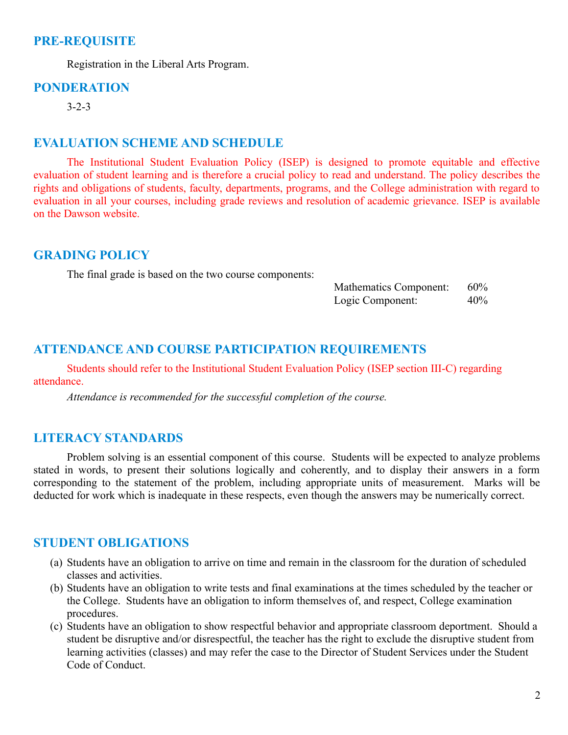## PRE-REQUISITE

Registration in the Liberal Arts Program.

## PONDERATION

3-2-3

## EVALUATION SCHEME AND SCHEDULE

The Institutional Student Evaluation Policy (ISEP) is designed to promote equitable and effective evaluation of student learning and is therefore a crucial policy to read and understand. The policy describes the rights and obligations of students, faculty, departments, programs, and the College administration with regard to evaluation in all your courses, including grade reviews and resolution of academic grievance. ISEP is available on the Dawson website.

## GRADING POLICY

The final grade is based on the two course components:

| Component | Weight |
|---|---|
| Mathematics Component: | 60% |
| Logic Component: | 40% |

## ATTENDANCE AND COURSE PARTICIPATION REQUIREMENTS

Students should refer to the Institutional Student Evaluation Policy (ISEP section III-C) regarding attendance.

*Attendance is recommended for the successful completion of the course.*

## LITERACY STANDARDS

Problem solving is an essential component of this course. Students will be expected to analyze problems stated in words, to present their solutions logically and coherently, and to display their answers in a form corresponding to the statement of the problem, including appropriate units of measurement. Marks will be deducted for work which is inadequate in these respects, even though the answers may be numerically correct.

## STUDENT OBLIGATIONS

(a) Students have an obligation to arrive on time and remain in the classroom for the duration of scheduled classes and activities.

(b) Students have an obligation to write tests and final examinations at the times scheduled by the teacher or the College. Students have an obligation to inform themselves of, and respect, College examination procedures.

(c) Students have an obligation to show respectful behavior and appropriate classroom deportment. Should a student be disruptive and/or disrespectful, the teacher has the right to exclude the disruptive student from learning activities (classes) and may refer the case to the Director of Student Services under the Student Code of Conduct.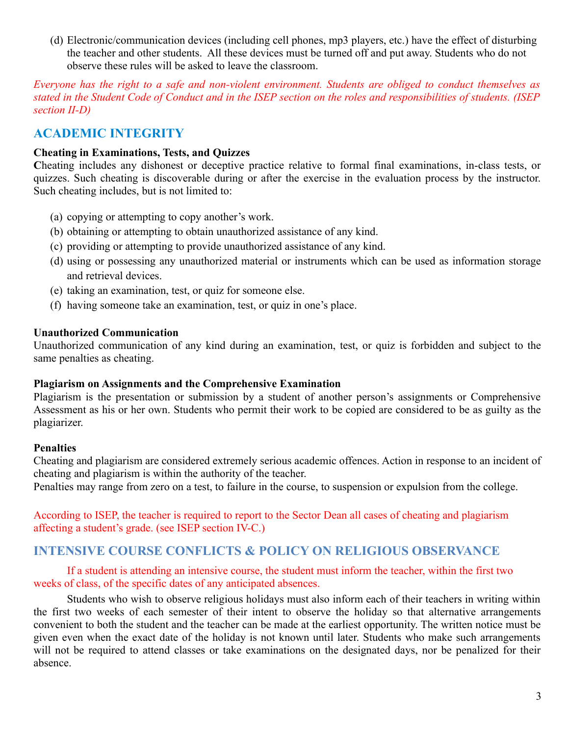(d) Electronic/communication devices (including cell phones, mp3 players, etc.) have the effect of disturbing the teacher and other students. All these devices must be turned off and put away. Students who do not observe these rules will be asked to leave the classroom.

*Everyone has the right to a safe and non-violent environment. Students are obliged to conduct themselves as stated in the Student Code of Conduct and in the ISEP section on the roles and responsibilities of students. (ISEP section II-D)*

## ACADEMIC INTEGRITY

**Cheating in Examinations, Tests, and Quizzes**

**C**heating includes any dishonest or deceptive practice relative to formal final examinations, in-class tests, or quizzes. Such cheating is discoverable during or after the exercise in the evaluation process by the instructor. Such cheating includes, but is not limited to:

(a) copying or attempting to copy another's work.
(b) obtaining or attempting to obtain unauthorized assistance of any kind.
(c) providing or attempting to provide unauthorized assistance of any kind.
(d) using or possessing any unauthorized material or instruments which can be used as information storage and retrieval devices.
(e) taking an examination, test, or quiz for someone else.
(f) having someone take an examination, test, or quiz in one's place.

**Unauthorized Communication**

Unauthorized communication of any kind during an examination, test, or quiz is forbidden and subject to the same penalties as cheating.

**Plagiarism on Assignments and the Comprehensive Examination**

Plagiarism is the presentation or submission by a student of another person's assignments or Comprehensive Assessment as his or her own. Students who permit their work to be copied are considered to be as guilty as the plagiarizer.

**Penalties**

Cheating and plagiarism are considered extremely serious academic offences. Action in response to an incident of cheating and plagiarism is within the authority of the teacher.
Penalties may range from zero on a test, to failure in the course, to suspension or expulsion from the college.

According to ISEP, the teacher is required to report to the Sector Dean all cases of cheating and plagiarism affecting a student's grade. (see ISEP section IV-C.)

## INTENSIVE COURSE CONFLICTS & POLICY ON RELIGIOUS OBSERVANCE

If a student is attending an intensive course, the student must inform the teacher, within the first two weeks of class, of the specific dates of any anticipated absences.

Students who wish to observe religious holidays must also inform each of their teachers in writing within the first two weeks of each semester of their intent to observe the holiday so that alternative arrangements convenient to both the student and the teacher can be made at the earliest opportunity. The written notice must be given even when the exact date of the holiday is not known until later. Students who make such arrangements will not be required to attend classes or take examinations on the designated days, nor be penalized for their absence.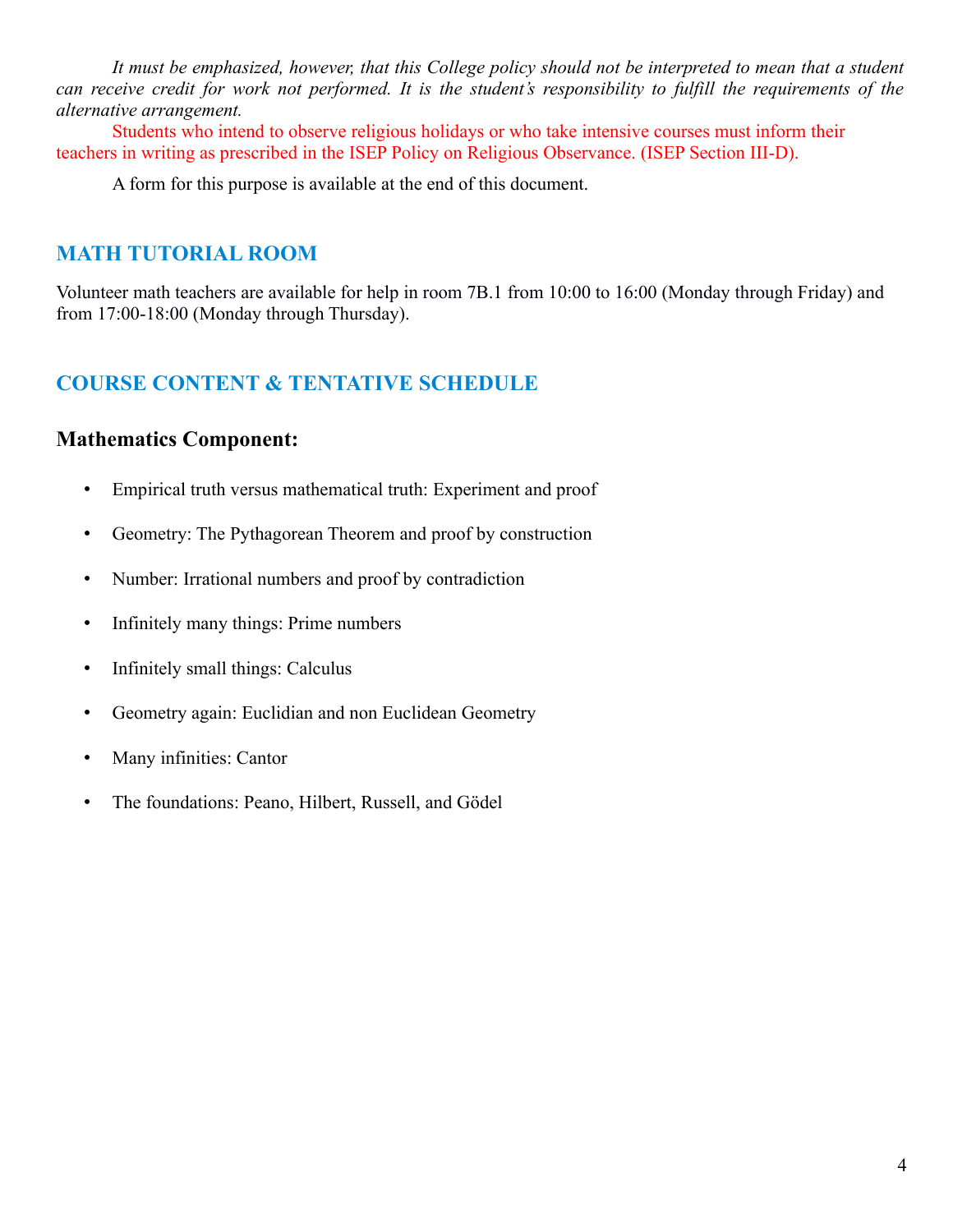*It must be emphasized, however, that this College policy should not be interpreted to mean that a student can receive credit for work not performed. It is the student's responsibility to fulfill the requirements of the alternative arrangement.*

Students who intend to observe religious holidays or who take intensive courses must inform their teachers in writing as prescribed in the ISEP Policy on Religious Observance. (ISEP Section III-D).

A form for this purpose is available at the end of this document.

## MATH TUTORIAL ROOM

Volunteer math teachers are available for help in room 7B.1 from 10:00 to 16:00 (Monday through Friday) and from 17:00-18:00 (Monday through Thursday).

## COURSE CONTENT & TENTATIVE SCHEDULE

### Mathematics Component:

- Empirical truth versus mathematical truth: Experiment and proof
- Geometry: The Pythagorean Theorem and proof by construction
- Number: Irrational numbers and proof by contradiction
- Infinitely many things: Prime numbers
- Infinitely small things: Calculus
- Geometry again: Euclidian and non Euclidean Geometry
- Many infinities: Cantor
- The foundations: Peano, Hilbert, Russell, and Gödel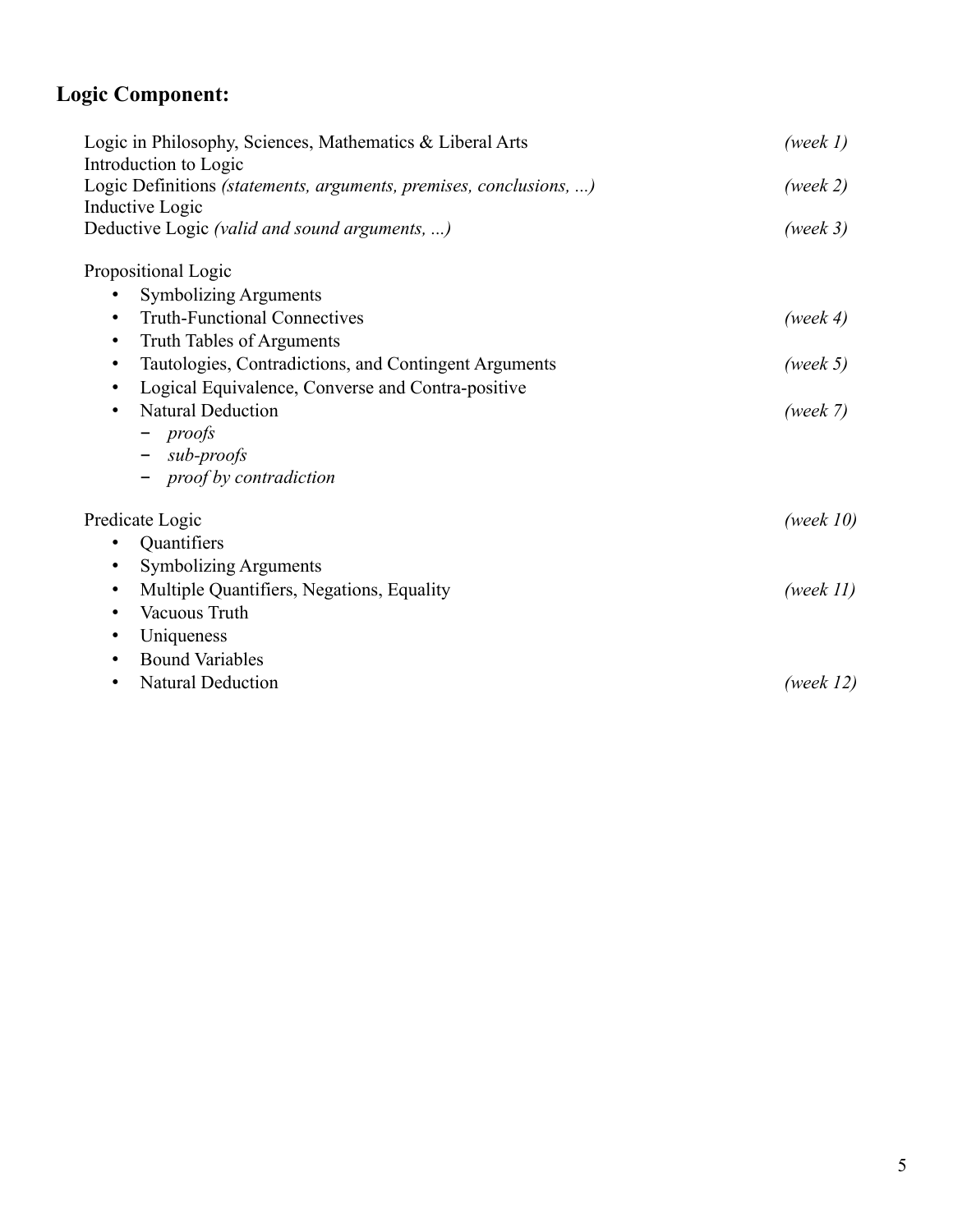## Logic Component:

Logic in Philosophy, Sciences, Mathematics & Liberal Arts *(week 1)*
Introduction to Logic
Logic Definitions *(statements, arguments, premises, conclusions, ...)* *(week 2)*
Inductive Logic
Deductive Logic *(valid and sound arguments, ...)* *(week 3)*

Propositional Logic

- Symbolizing Arguments
- Truth-Functional Connectives *(week 4)*
- Truth Tables of Arguments
- Tautologies, Contradictions, and Contingent Arguments *(week 5)*
- Logical Equivalence, Converse and Contra-positive
- Natural Deduction *(week 7)*
  - *proofs*
  - *sub-proofs*
  - *proof by contradiction*

Predicate Logic *(week 10)*

- Quantifiers
- Symbolizing Arguments
- Multiple Quantifiers, Negations, Equality *(week 11)*
- Vacuous Truth
- Uniqueness
- Bound Variables
- Natural Deduction *(week 12)*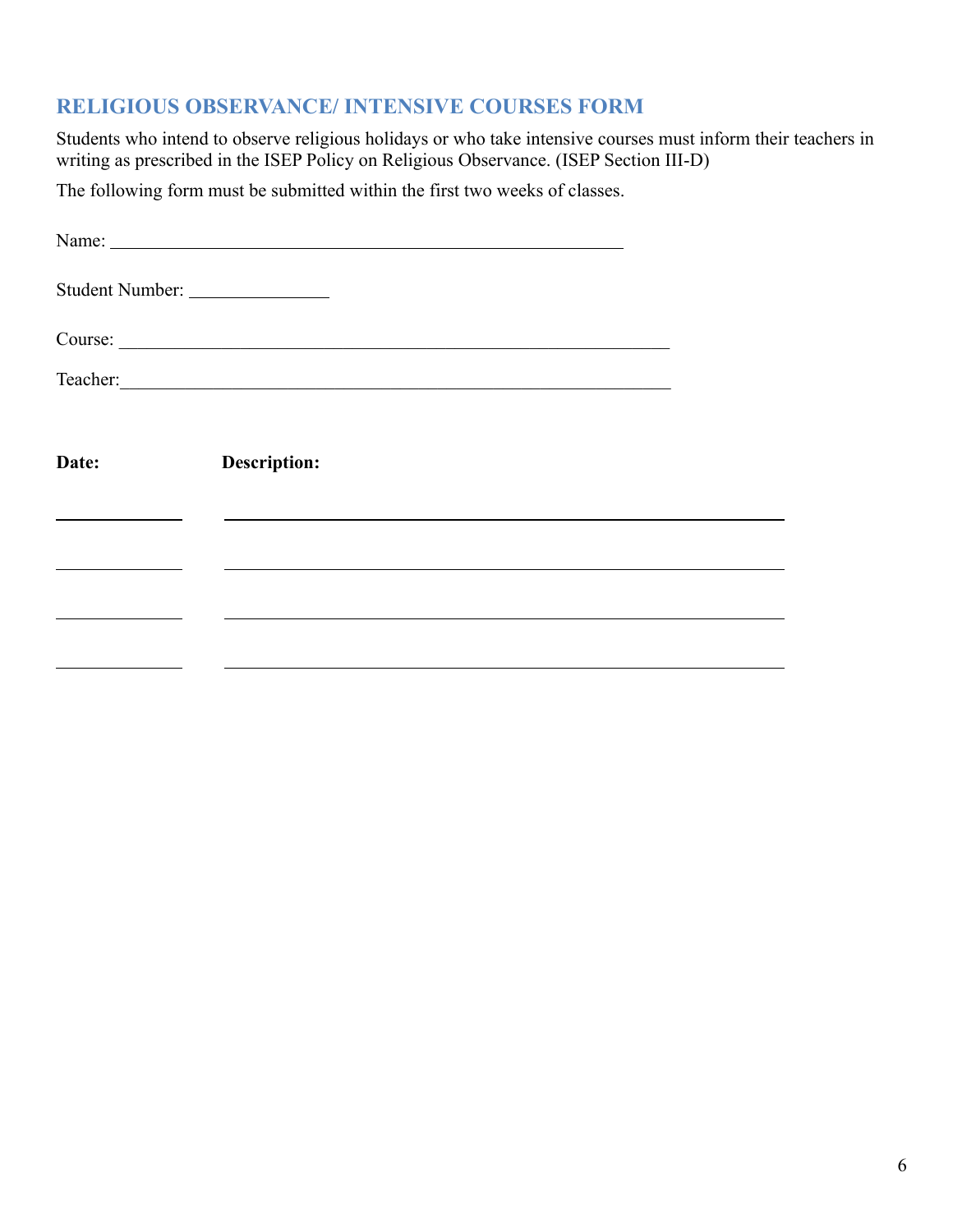## RELIGIOUS OBSERVANCE/ INTENSIVE COURSES FORM

Students who intend to observe religious holidays or who take intensive courses must inform their teachers in writing as prescribed in the ISEP Policy on Religious Observance. (ISEP Section III-D)

The following form must be submitted within the first two weeks of classes.

Name: ______________________________________________________

Student Number: _______________

Course: ______________________________________________________

Teacher:______________________________________________________

| **Date:** | **Description:** |
| --- | --- |
| _____________ | ______________________________________________________ |
| _____________ | ______________________________________________________ |
| _____________ | ______________________________________________________ |
| _____________ | ______________________________________________________ |